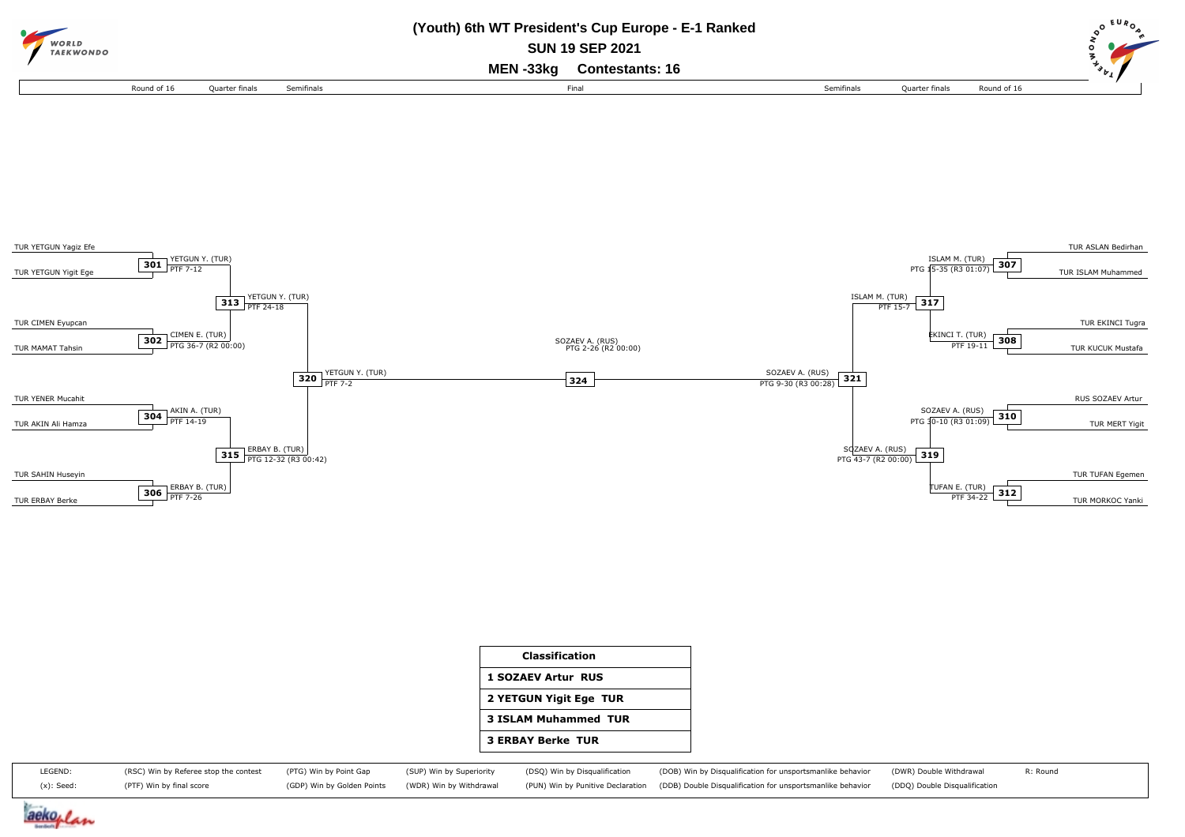# (Youth) 6th WT President's Cup Europe - E-1 Ranked

## SUN 19 SEP 2021

## MEN -33kg Contestants: 16

| Round of 16 | Quarter finals | Semifinals | Final | Semifinals | Quarter finals | Round of 16 |
|---|---|---|---|---|---|---|

**Left side of bracket**

- **301**: TUR YETGUN Yagiz Efe vs TUR YETGUN Yigit Ege — YETGUN Y. (TUR) PTF 7-12
- **302**: TUR CIMEN Eyupcan vs TUR MAMAT Tahsin — CIMEN E. (TUR) PTG 36-7 (R2 00:00)
- **304**: TUR YENER Mucahit vs TUR AKIN Ali Hamza — AKIN A. (TUR) PTF 14-19
- **306**: TUR SAHIN Huseyin vs TUR ERBAY Berke — ERBAY B. (TUR) PTF 7-26
- **313**: YETGUN Y. (TUR) PTF 24-18
- **315**: ERBAY B. (TUR) PTG 12-32 (R3 00:42)
- **320**: YETGUN Y. (TUR) PTF 7-2

**Final**

- **324**: SOZAEV A. (RUS) PTG 2-26 (R2 00:00)

**Right side of bracket**

- **307**: TUR ASLAN Bedirhan vs TUR ISLAM Muhammed — ISLAM M. (TUR) PTG 15-35 (R3 01:07)
- **308**: TUR EKINCI Tugra vs TUR KUCUK Mustafa — EKINCI T. (TUR) PTF 19-11
- **310**: RUS SOZAEV Artur vs TUR MERT Yigit — SOZAEV A. (RUS) PTG 30-10 (R3 01:09)
- **312**: TUR TUFAN Egemen vs TUR MORKOC Yanki — TUFAN E. (TUR) PTF 34-22
- **317**: ISLAM M. (TUR) PTF 15-7
- **319**: SOZAEV A. (RUS) PTG 43-7 (R2 00:00)
- **321**: SOZAEV A. (RUS) PTG 9-30 (R3 00:28)

| Classification |
|---|
| 1 SOZAEV Artur RUS |
| 2 YETGUN Yigit Ege TUR |
| 3 ISLAM Muhammed TUR |
| 3 ERBAY Berke TUR |

| LEGEND: | (RSC) Win by Referee stop the contest | (PTG) Win by Point Gap | (SUP) Win by Superiority | (DSQ) Win by Disqualification | (DQB) Win by Disqualification for unsportsmanlike behavior | (DWR) Double Withdrawal | R: Round |
|---|---|---|---|---|---|---|---|
| (x): Seed: | (PTF) Win by final score | (GDP) Win by Golden Points | (WDR) Win by Withdrawal | (PUN) Win by Punitive Declaration | (DDB) Double Disqualification for unsportsmanlike behavior | (DDQ) Double Disqualification | |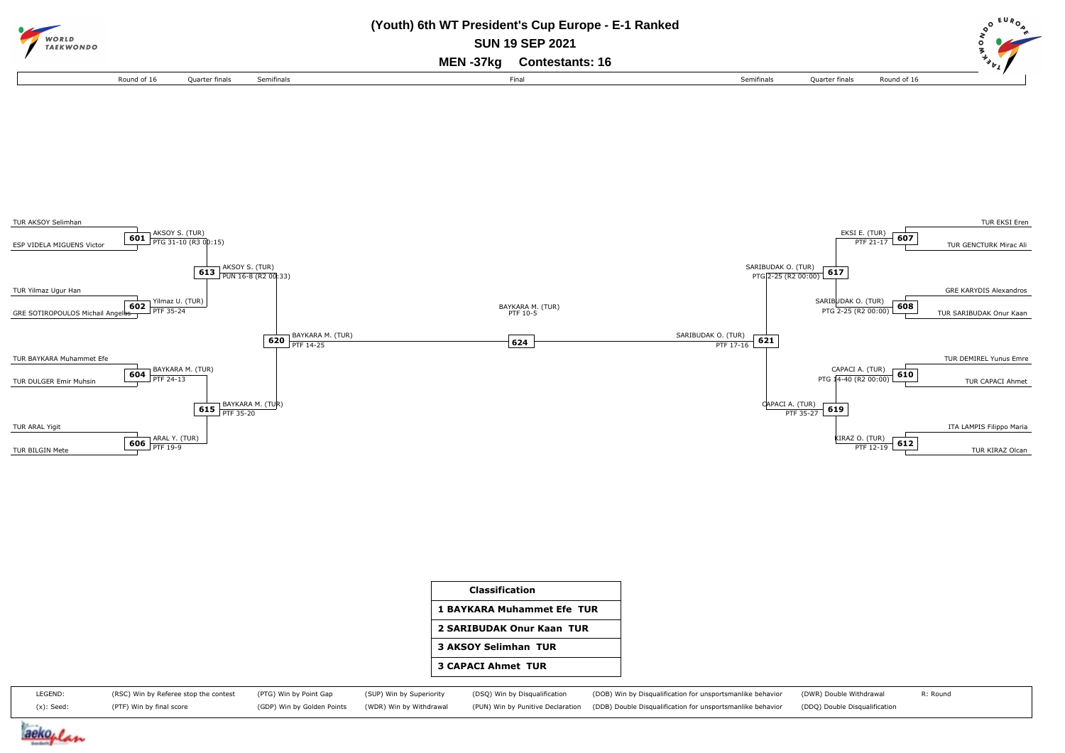# (Youth) 6th WT President's Cup Europe - E-1 Ranked

**SUN 19 SEP 2021**

**MEN -37kg Contestants: 16**

Round of 16 | Quarter finals | Semifinals | Final | Semifinals | Quarter finals | Round of 16

## Left bracket

**Round of 16**

- 601: TUR AKSOY Selimhan vs ESP VIDELA MIGUENS Victor — AKSOY S. (TUR) PTG 31-10 (R3 00:15)
- 602: TUR Yilmaz Ugur Han vs GRE SOTIROPOULOS Michail Angelos — Yilmaz U. (TUR) PTF 35-24
- 604: TUR BAYKARA Muhammet Efe vs TUR DULGER Emir Muhsin — BAYKARA M. (TUR) PTF 24-13
- 606: TUR ARAL Yigit vs TUR BILGIN Mete — ARAL Y. (TUR) PTF 19-9

**Quarter finals**

- 613: AKSOY S. (TUR) PUN 16-8 (R2 00:33)
- 615: BAYKARA M. (TUR) PTF 35-20

**Semifinals**

- 620: BAYKARA M. (TUR) PTF 14-25

## Final

- 624: BAYKARA M. (TUR) PTF 10-5

## Right bracket

**Round of 16**

- 607: TUR EKSI Eren vs TUR GENCTURK Mirac Ali — EKSI E. (TUR) PTF 21-17
- 608: GRE KARYDIS Alexandros vs TUR SARIBUDAK Onur Kaan — SARIBUDAK O. (TUR) PTG 2-25 (R2 00:00)
- 610: TUR DEMIREL Yunus Emre vs TUR CAPACI Ahmet — CAPACI A. (TUR) PTG 14-40 (R2 00:00)
- 612: ITA LAMPIS Filippo Maria vs TUR KIRAZ Olcan — KIRAZ O. (TUR) PTF 12-19

**Quarter finals**

- 617: SARIBUDAK O. (TUR) PTG 2-25 (R2 00:00)
- 619: CAPACI A. (TUR) PTF 35-27

**Semifinals**

- 621: SARIBUDAK O. (TUR) PTF 17-16

## Classification

| Classification |
|---|
| 1 BAYKARA Muhammet Efe TUR |
| 2 SARIBUDAK Onur Kaan TUR |
| 3 AKSOY Selimhan TUR |
| 3 CAPACI Ahmet TUR |

| LEGEND: | (RSC) Win by Referee stop the contest | (PTG) Win by Point Gap | (SUP) Win by Superiority | (DSQ) Win by Disqualification | (DOB) Win by Disqualification for unsportsmanlike behavior | (DWR) Double Withdrawal | R: Round |
|---|---|---|---|---|---|---|---|
| (x): Seed: | (PTF) Win by final score | (GDP) Win by Golden Points | (WDR) Win by Withdrawal | (PUN) Win by Punitive Declaration | (DDB) Double Disqualification for unsportsmanlike behavior | (DDQ) Double Disqualification | |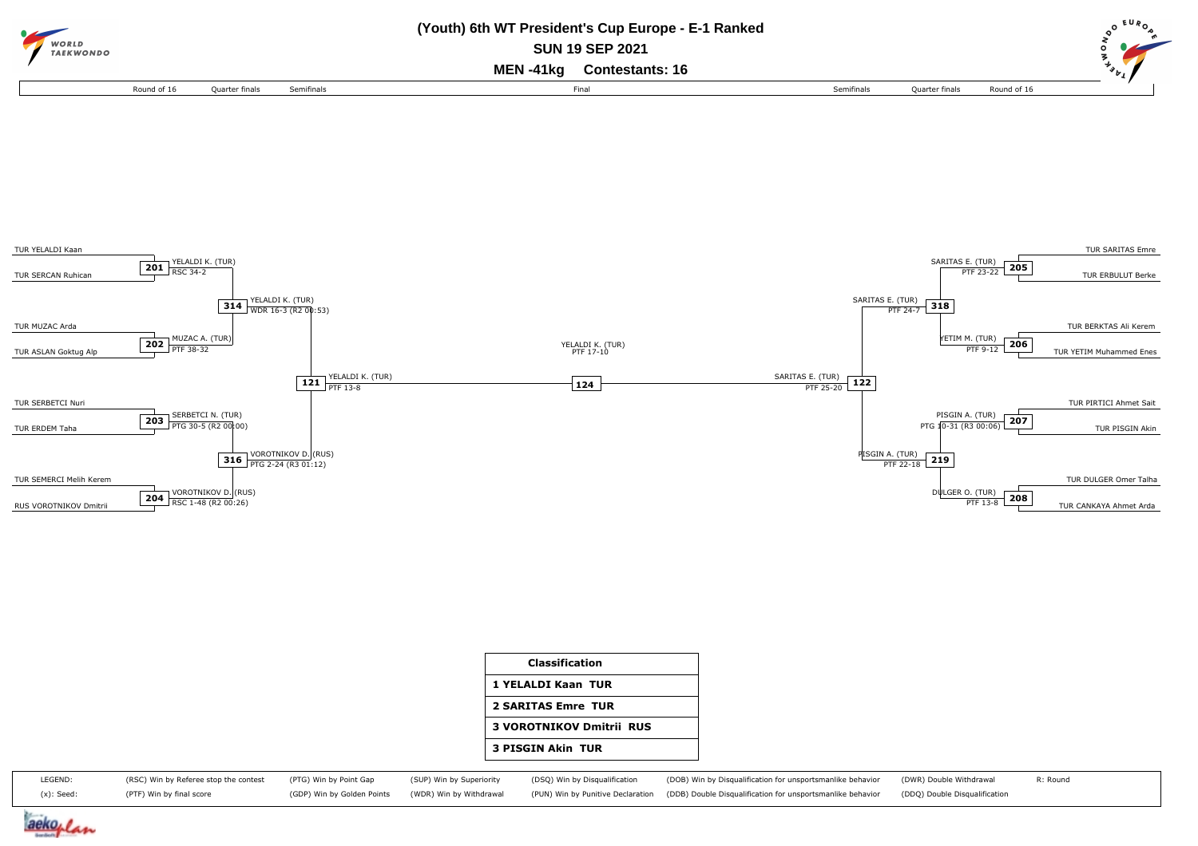# (Youth) 6th WT President's Cup Europe - E-1 Ranked

## SUN 19 SEP 2021

### MEN -41kg Contestants: 16

**Round of 16 (left side)**

| Match | Contestant 1 | Contestant 2 | Winner | Result |
|---|---|---|---|---|
| 201 | TUR YELALDI Kaan | TUR SERCAN Ruhican | YELALDI K. (TUR) | RSC 34-2 |
| 202 | TUR MUZAC Arda | TUR ASLAN Goktug Alp | MUZAC A. (TUR) | PTF 38-32 |
| 203 | TUR SERBETCI Nuri | TUR ERDEM Taha | SERBETCI N. (TUR) | PTG 30-5 (R2 00:00) |
| 204 | TUR SEMERCI Melih Kerem | RUS VOROTNIKOV Dmitrii | VOROTNIKOV D. (RUS) | RSC 1-48 (R2 00:26) |

**Round of 16 (right side)**

| Match | Contestant 1 | Contestant 2 | Winner | Result |
|---|---|---|---|---|
| 205 | TUR SARITAS Emre | TUR ERBULUT Berke | SARITAS E. (TUR) | PTF 23-22 |
| 206 | TUR BERKTAS Ali Kerem | TUR YETIM Muhammed Enes | YETIM M. (TUR) | PTF 9-12 |
| 207 | TUR PIRTICI Ahmet Sait | TUR PISGIN Akin | PISGIN A. (TUR) | PTG 10-31 (R3 00:06) |
| 208 | TUR DULGER Omer Talha | TUR CANKAYA Ahmet Arda | DULGER O. (TUR) | PTF 13-8 |

**Quarter finals**

| Match | Winner | Result |
|---|---|---|
| 314 | YELALDI K. (TUR) | WDR 16-3 (R2 00:53) |
| 316 | VOROTNIKOV D. (RUS) | PTG 2-24 (R3 01:12) |
| 318 | SARITAS E. (TUR) | PTF 24-7 |
| 219 | PISGIN A. (TUR) | PTF 22-18 |

**Semifinals**

| Match | Winner | Result |
|---|---|---|
| 121 | YELALDI K. (TUR) | PTF 13-8 |
| 122 | SARITAS E. (TUR) | PTF 25-20 |

**Final**

| Match | Winner | Result |
|---|---|---|
| 124 | YELALDI K. (TUR) | PTF 17-10 |

| Classification |
|---|
| 1 YELALDI Kaan TUR |
| 2 SARITAS Emre TUR |
| 3 VOROTNIKOV Dmitrii RUS |
| 3 PISGIN Akin TUR |

LEGEND:
(x): Seed:
(RSC) Win by Referee stop the contest
(PTF) Win by final score
(PTG) Win by Point Gap
(GDP) Win by Golden Points
(SUP) Win by Superiority
(WDR) Win by Withdrawal
(DSQ) Win by Disqualification
(PUN) Win by Punitive Declaration
(DQB) Win by Disqualification for unsportsmanlike behavior
(DDB) Double Disqualification for unsportsmanlike behavior
(DWR) Double Withdrawal
(DDQ) Double Disqualification
R: Round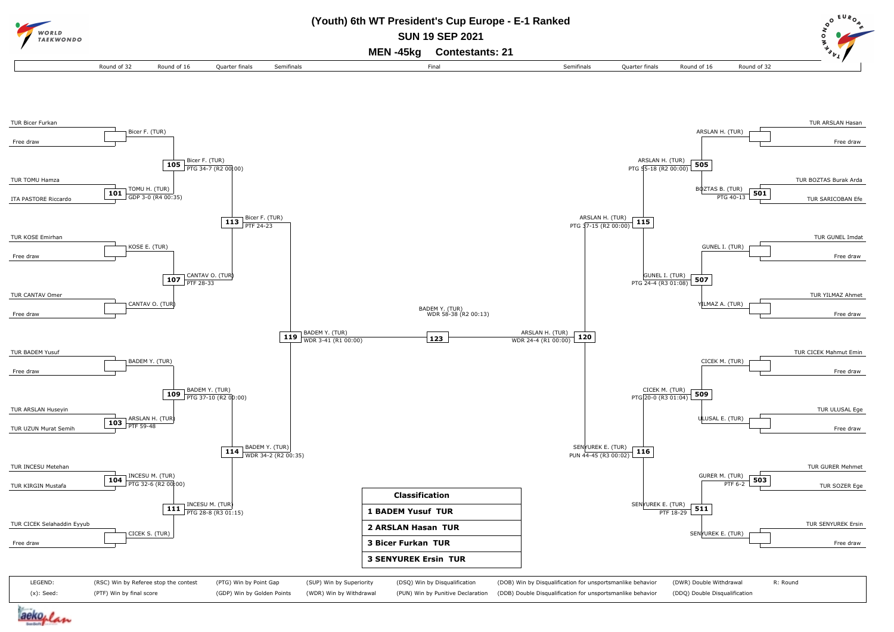# (Youth) 6th WT President's Cup Europe - E-1 Ranked

## SUN 19 SEP 2021

## MEN -45kg Contestants: 21

### Left side of bracket

**Round of 32**

- TUR Bicer Furkan vs Free draw → Bicer F. (TUR)
- Match 101: TUR TOMU Hamza vs ITA PASTORE Riccardo → TOMU H. (TUR) GDP 3-0 (R4 00:35)
- TUR KOSE Emirhan vs Free draw → KOSE E. (TUR)
- TUR CANTAV Omer vs Free draw → CANTAV O. (TUR)
- TUR BADEM Yusuf vs Free draw → BADEM Y. (TUR)
- Match 103: TUR ARSLAN Huseyin vs TUR UZUN Murat Semih → ARSLAN H. (TUR) PTF 59-48
- Match 104: TUR INCESU Metehan vs TUR KIRGIN Mustafa → INCESU M. (TUR) PTG 32-6 (R2 00:00)
- TUR CICEK Selahaddin Eyyub vs Free draw → CICEK S. (TUR)

**Round of 16**

- Match 105: Bicer F. (TUR) PTG 34-7 (R2 00:00)
- Match 107: CANTAV O. (TUR) PTF 28-33
- Match 109: BADEM Y. (TUR) PTG 37-10 (R2 00:00)
- Match 111: INCESU M. (TUR) PTG 28-8 (R3 01:15)

**Quarter finals**

- Match 113: Bicer F. (TUR) PTF 24-23
- Match 114: BADEM Y. (TUR) WDR 34-2 (R2 00:35)

**Semifinals**

- Match 119: BADEM Y. (TUR) WDR 3-41 (R1 00:00)

### Final

- Match 123: BADEM Y. (TUR) WDR 58-38 (R2 00:13)

### Right side of bracket

**Round of 32**

- TUR ARSLAN Hasan vs Free draw → ARSLAN H. (TUR)
- Match 501: TUR BOZTAS Burak Arda vs TUR SARICOBAN Efe → BOZTAS B. (TUR) PTG 40-13
- TUR GUNEL Imdat vs Free draw → GUNEL I. (TUR)
- TUR YILMAZ Ahmet vs Free draw → YILMAZ A. (TUR)
- TUR CICEK Mahmut Emin vs Free draw → CICEK M. (TUR)
- TUR ULUSAL Ege vs Free draw → ULUSAL E. (TUR)
- Match 503: TUR GURER Mehmet vs TUR SOZER Ege → GURER M. (TUR) PTF 6-2
- TUR SENYUREK Ersin vs Free draw → SENYUREK E. (TUR)

**Round of 16**

- Match 505: ARSLAN H. (TUR) PTG 55-18 (R2 00:00)
- Match 507: GUNEL I. (TUR) PTG 24-4 (R3 01:08)
- Match 509: CICEK M. (TUR) PTG 20-0 (R3 01:04)
- Match 511: SENYUREK E. (TUR) PTF 18-29

**Quarter finals**

- Match 115: ARSLAN H. (TUR) PTG 37-15 (R2 00:00)
- Match 116: SENYUREK E. (TUR) PUN 44-45 (R3 00:02)

**Semifinals**

- Match 120: ARSLAN H. (TUR) WDR 24-4 (R1 00:00)

### Classification

| Classification |
|---|
| 1 BADEM Yusuf TUR |
| 2 ARSLAN Hasan TUR |
| 3 Bicer Furkan TUR |
| 3 SENYUREK Ersin TUR |

**LEGEND:**

| | | | | | | | |
|---|---|---|---|---|---|---|---|
| LEGEND: | (RSC) Win by Referee stop the contest | (PTG) Win by Point Gap | (SUP) Win by Superiority | (DSQ) Win by Disqualification | (DOB) Win by Disqualification for unsportsmanlike behavior | (DWR) Double Withdrawal | R: Round |
| (x): Seed: | (PTF) Win by final score | (GDP) Win by Golden Points | (WDR) Win by Withdrawal | (PUN) Win by Punitive Declaration | (DDB) Double Disqualification for unsportsmanlike behavior | (DDQ) Double Disqualification | |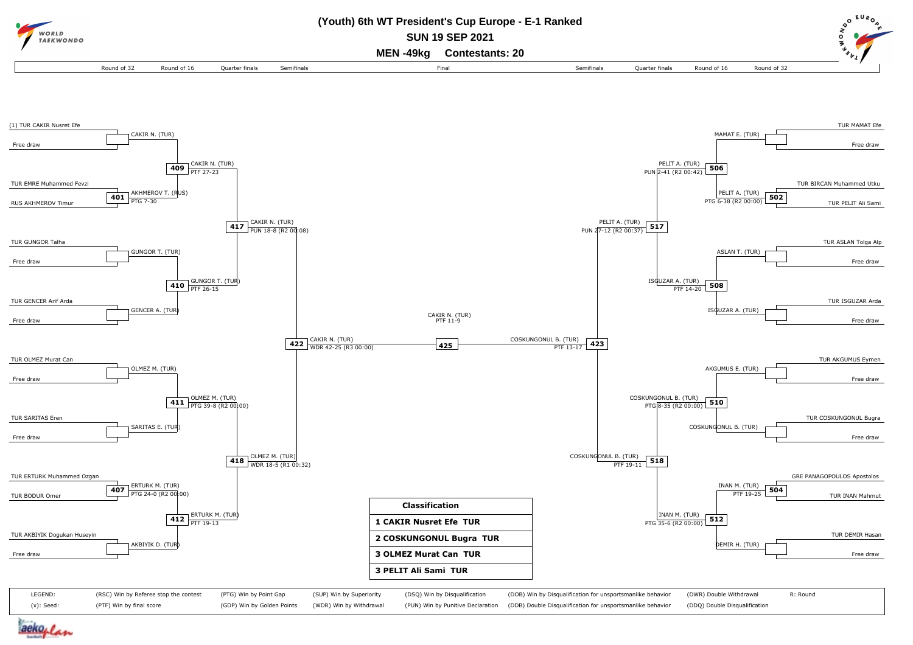# (Youth) 6th WT President's Cup Europe - E-1 Ranked

**SUN 19 SEP 2021**

**MEN -49kg Contestants: 20**

Round of 32 | Round of 16 | Quarter finals | Semifinals | Final | Semifinals | Quarter finals | Round of 16 | Round of 32

## Left side of bracket

**Round of 32**

- (1) TUR CAKIR Nusret Efe vs Free draw → CAKIR N. (TUR)
- TUR EMRE Muhammed Fevzi vs RUS AKHMEROV Timur → 401: AKHMEROV T. (RUS) PTG 7-30
- TUR GUNGOR Talha vs Free draw → GUNGOR T. (TUR)
- TUR GENCER Arif Arda vs Free draw → GENCER A. (TUR)
- TUR OLMEZ Murat Can vs Free draw → OLMEZ M. (TUR)
- TUR SARITAS Eren vs Free draw → SARITAS E. (TUR)
- TUR ERTURK Muhammed Ozgan vs TUR BODUR Omer → 407: ERTURK M. (TUR) PTG 24-0 (R2 00:00)
- TUR AKBIYIK Dogukan Huseyin vs Free draw → AKBIYIK D. (TUR)

**Round of 16**

- 409: CAKIR N. (TUR) PTF 27-23
- 410: GUNGOR T. (TUR) PTF 26-15
- 411: OLMEZ M. (TUR) PTG 39-8 (R2 00:00)
- 412: ERTURK M. (TUR) PTF 19-13

**Quarter finals**

- 417: CAKIR N. (TUR) PUN 18-8 (R2 00:08)
- 418: OLMEZ M. (TUR) WDR 18-5 (R1 00:32)

**Semifinals**

- 422: CAKIR N. (TUR) WDR 42-25 (R3 00:00)

## Final

- 425: CAKIR N. (TUR) PTF 11-9

## Right side of bracket

**Round of 32**

- TUR MAMAT Efe vs Free draw → MAMAT E. (TUR)
- TUR BIRCAN Muhammed Utku vs TUR PELIT Ali Sami → 502: PELIT A. (TUR) PTG 6-38 (R2 00:00)
- TUR ASLAN Tolga Alp vs Free draw → ASLAN T. (TUR)
- TUR ISGUZAR Arda vs Free draw → ISGUZAR A. (TUR)
- TUR AKGUMUS Eymen vs Free draw → AKGUMUS E. (TUR)
- TUR COSKUNGONUL Bugra vs Free draw → COSKUNGONUL B. (TUR)
- GRE PANAGOPOULOS Apostolos vs TUR INAN Mahmut → 504: INAN M. (TUR) PTF 19-25
- TUR DEMIR Hasan vs Free draw → DEMIR H. (TUR)

**Round of 16**

- 506: PELIT A. (TUR) PUN 2-41 (R2 00:42)
- 508: ISGUZAR A. (TUR) PTF 14-20
- 510: COSKUNGONUL B. (TUR) PTG 8-35 (R2 00:00)
- 512: INAN M. (TUR) PTG 35-6 (R2 00:00)

**Quarter finals**

- 517: PELIT A. (TUR) PUN 27-12 (R2 00:37)
- 518: COSKUNGONUL B. (TUR) PTF 19-11

**Semifinals**

- 423: COSKUNGONUL B. (TUR) PTF 13-17

## Classification

| Classification |
|---|
| 1 CAKIR Nusret Efe TUR |
| 2 COSKUNGONUL Bugra TUR |
| 3 OLMEZ Murat Can TUR |
| 3 PELIT Ali Sami TUR |

LEGEND:

| | | | | | | | |
|---|---|---|---|---|---|---|---|
| LEGEND: | (RSC) Win by Referee stop the contest | (PTG) Win by Point Gap | (SUP) Win by Superiority | (DSQ) Win by Disqualification | (DOB) Win by Disqualification for unsportsmanlike behavior | (DWR) Double Withdrawal | R: Round |
| (x): Seed: | (PTF) Win by final score | (GDP) Win by Golden Points | (WDR) Win by Withdrawal | (PUN) Win by Punitive Declaration | (DDB) Double Disqualification for unsportsmanlike behavior | (DDQ) Double Disqualification | |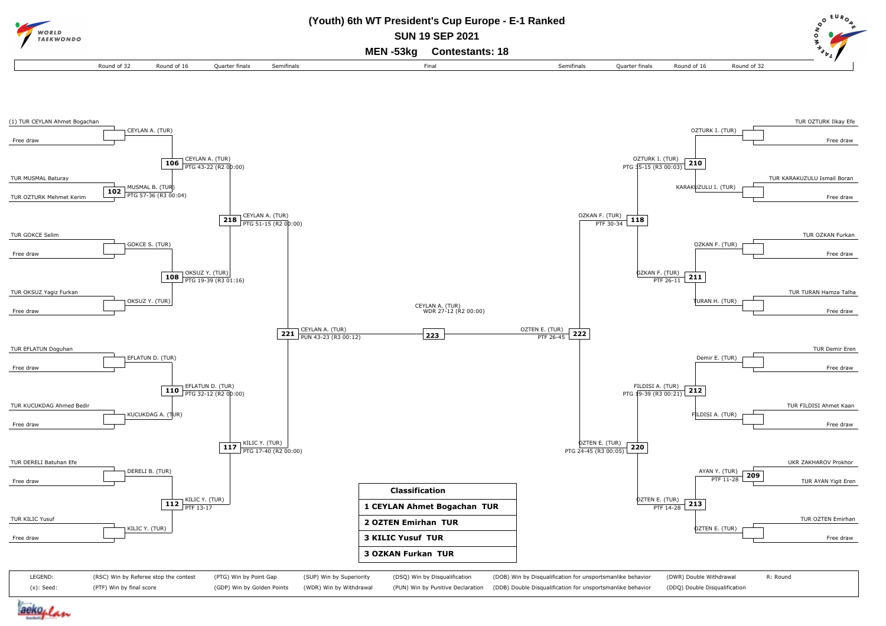# (Youth) 6th WT President's Cup Europe - E-1 Ranked

**SUN 19 SEP 2021**

**MEN -53kg Contestants: 18**

Round of 32 | Round of 16 | Quarter finals | Semifinals | Final | Semifinals | Quarter finals | Round of 16 | Round of 32

## Left side

**Round of 32 / Round of 16**

- (1) TUR CEYLAN Ahmet Bogachan vs Free draw → CEYLAN A. (TUR)
- 102: TUR MUSMAL Baturay vs TUR OZTURK Mehmet Kerim → MUSMAL B. (TUR) PTG 57-36 (R3 00:04)
- TUR GOKCE Selim vs Free draw → GOKCE S. (TUR)
- TUR OKSUZ Yagiz Furkan vs Free draw → OKSUZ Y. (TUR)
- TUR EFLATUN Doguhan vs Free draw → EFLATUN D. (TUR)
- TUR KUCUKDAG Ahmed Bedir vs Free draw → KUCUKDAG A. (TUR)
- TUR DERELI Batuhan Efe vs Free draw → DERELI B. (TUR)
- TUR KILIC Yusuf vs Free draw → KILIC Y. (TUR)

**Round of 16**

- 106: CEYLAN A. (TUR) PTG 43-22 (R2 00:00)
- 108: OKSUZ Y. (TUR) PTG 19-39 (R3 01:16)
- 110: EFLATUN D. (TUR) PTG 32-12 (R2 00:00)
- 112: KILIC Y. (TUR) PTF 13-17

**Quarter finals**

- 218: CEYLAN A. (TUR) PTG 51-15 (R2 00:00)
- 117: KILIC Y. (TUR) PTG 17-40 (R2 00:00)

**Semifinal**

- 221: CEYLAN A. (TUR) PUN 43-23 (R3 00:12)

## Final

- 223: CEYLAN A. (TUR) WDR 27-12 (R2 00:00)

## Right side

**Round of 32 / Round of 16**

- TUR OZTURK Ilkay Efe vs Free draw → OZTURK I. (TUR)
- TUR KARAKUZULU Ismail Boran vs Free draw → KARAKUZULU I. (TUR)
- TUR OZKAN Furkan vs Free draw → OZKAN F. (TUR)
- TUR TURAN Hamza Talha vs Free draw → TURAN H. (TUR)
- TUR Demir Eren vs Free draw → Demir E. (TUR)
- TUR FILDISI Ahmet Kaan vs Free draw → FILDISI A. (TUR)
- 209: UKR ZAKHAROV Prokhor vs TUR AYAN Yigit Eren → AYAN Y. (TUR) PTF 11-28
- TUR OZTEN Emirhan vs Free draw → OZTEN E. (TUR)

**Round of 16**

- 210: OZTURK I. (TUR) PTG 35-15 (R3 00:03)
- 211: OZKAN F. (TUR) PTF 26-11
- 212: FILDISI A. (TUR) PTG 19-39 (R3 00:21)
- 213: OZTEN E. (TUR) PTF 14-28

**Quarter finals**

- 118: OZKAN F. (TUR) PTF 30-34
- 220: OZTEN E. (TUR) PTG 24-45 (R3 00:05)

**Semifinal**

- 222: OZTEN E. (TUR) PTF 26-45

## Classification

| Classification |
|---|
| 1 CEYLAN Ahmet Bogachan TUR |
| 2 OZTEN Emirhan TUR |
| 3 KILIC Yusuf TUR |
| 3 OZKAN Furkan TUR |

LEGEND:
(x): Seed:
(RSC) Win by Referee stop the contest
(PTF) Win by final score
(PTG) Win by Point Gap
(GDP) Win by Golden Points
(SUP) Win by Superiority
(WDR) Win by Withdrawal
(DSQ) Win by Disqualification
(PUN) Win by Punitive Declaration
(DOB) Win by Disqualification for unsportsmanlike behavior
(DDB) Double Disqualification for unsportsmanlike behavior
(DWR) Double Withdrawal
(DDQ) Double Disqualification
R: Round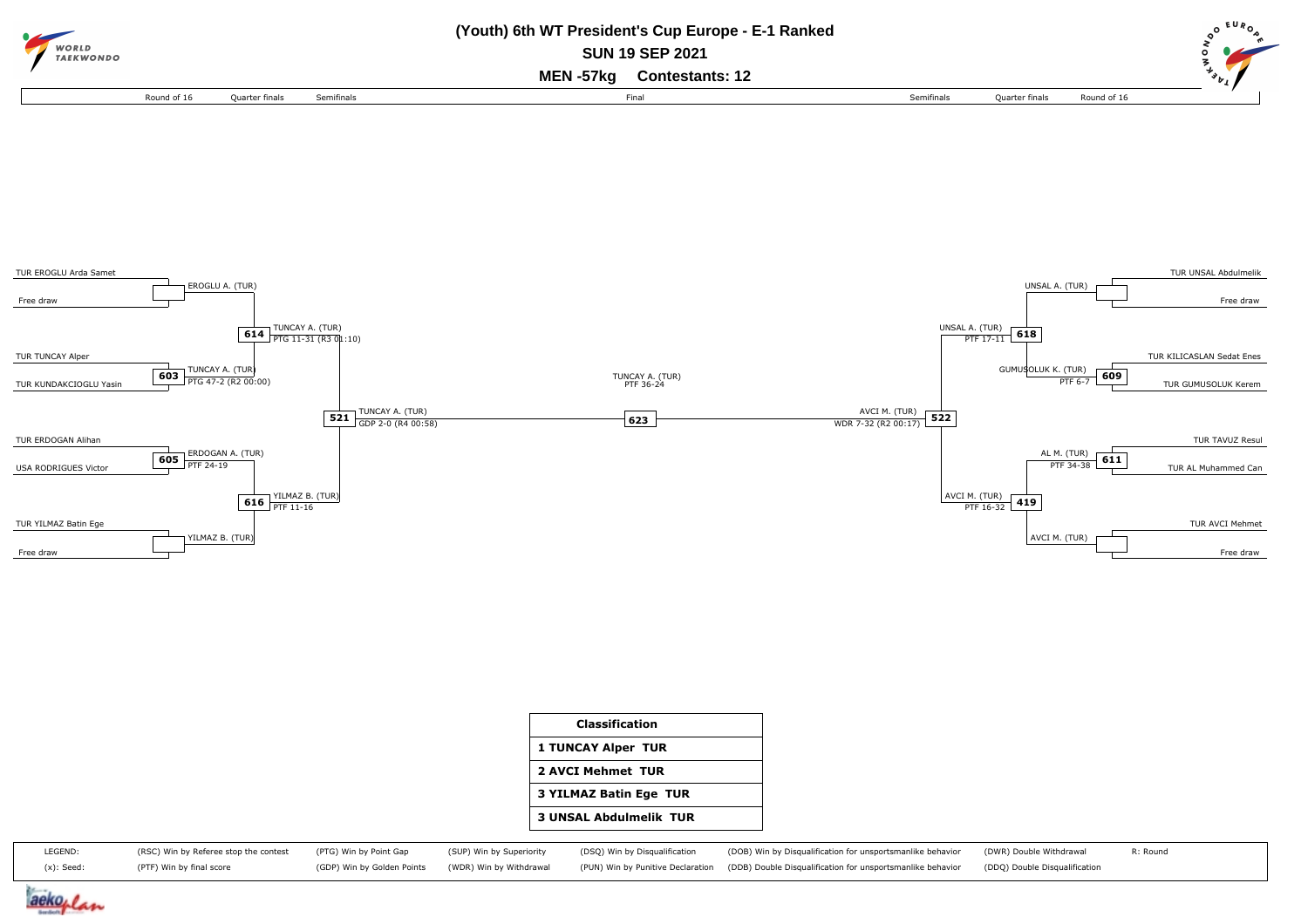# (Youth) 6th WT President's Cup Europe - E-1 Ranked

## SUN 19 SEP 2021

### MEN -57kg Contestants: 12

Round of 16 | Quarter finals | Semifinals | Final | Semifinals | Quarter finals | Round of 16

**Left bracket**

- TUR EROGLU Arda Samet vs Free draw → EROGLU A. (TUR)
- 603: TUR TUNCAY Alper vs TUR KUNDAKCIOGLU Yasin → TUNCAY A. (TUR) PTG 47-2 (R2 00:00)
- 614: EROGLU A. (TUR) vs TUNCAY A. (TUR) → TUNCAY A. (TUR) PTG 11-31 (R3 01:10)
- 605: TUR ERDOGAN Alihan vs USA RODRIGUES Victor → ERDOGAN A. (TUR) PTF 24-19
- TUR YILMAZ Batin Ege vs Free draw → YILMAZ B. (TUR)
- 616: ERDOGAN A. (TUR) vs YILMAZ B. (TUR) → YILMAZ B. (TUR) PTF 11-16
- 521: TUNCAY A. (TUR) vs YILMAZ B. (TUR) → TUNCAY A. (TUR) GDP 2-0 (R4 00:58)

**Final**

- 623: TUNCAY A. (TUR) vs AVCI M. (TUR) → TUNCAY A. (TUR) PTF 36-24

**Right bracket**

- TUR UNSAL Abdulmelik vs Free draw → UNSAL A. (TUR)
- 609: TUR KILICASLAN Sedat Enes vs TUR GUMUSOLUK Kerem → GUMUSOLUK K. (TUR) PTF 6-7
- 618: UNSAL A. (TUR) vs GUMUSOLUK K. (TUR) → UNSAL A. (TUR) PTF 17-11
- 611: TUR TAVUZ Resul vs TUR AL Muhammed Can → AL M. (TUR) PTF 34-38
- TUR AVCI Mehmet vs Free draw → AVCI M. (TUR)
- 419: AL M. (TUR) vs AVCI M. (TUR) → AVCI M. (TUR) PTF 16-32
- 522: UNSAL A. (TUR) vs AVCI M. (TUR) → AVCI M. (TUR) WDR 7-32 (R2 00:17)

| Classification |
|---|
| 1 TUNCAY Alper TUR |
| 2 AVCI Mehmet TUR |
| 3 YILMAZ Batin Ege TUR |
| 3 UNSAL Abdulmelik TUR |

LEGEND: (RSC) Win by Referee stop the contest; (PTG) Win by Point Gap; (SUP) Win by Superiority; (DSQ) Win by Disqualification; (DOB) Win by Disqualification for unsportsmanlike behavior; (DWR) Double Withdrawal; R: Round

(x): Seed; (PTF) Win by final score; (GDP) Win by Golden Points; (WDR) Win by Withdrawal; (PUN) Win by Punitive Declaration; (DDB) Double Disqualification for unsportsmanlike behavior; (DDQ) Double Disqualification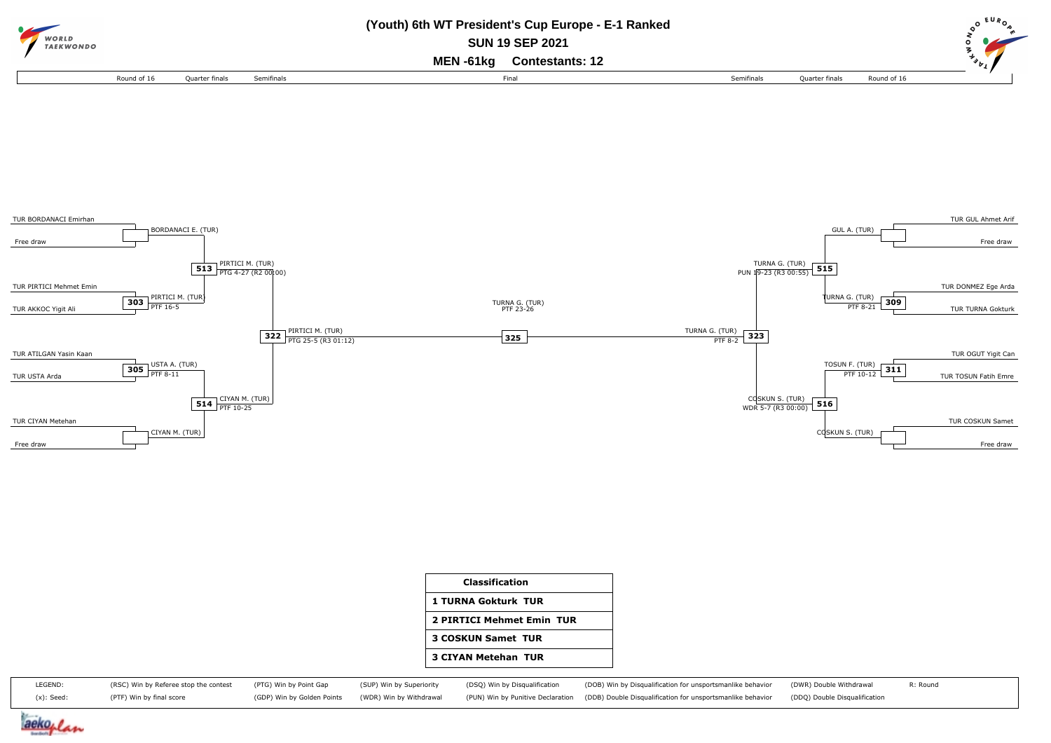# (Youth) 6th WT President's Cup Europe - E-1 Ranked

## SUN 19 SEP 2021

### MEN -61kg Contestants: 12

Round of 16 | Quarter finals | Semifinals | Final | Semifinals | Quarter finals | Round of 16

**Left side of bracket**

- TUR BORDANACI Emirhan vs Free draw → BORDANACI E. (TUR)
- 303: TUR PIRTICI Mehmet Emin vs TUR AKKOC Yigit Ali → PIRTICI M. (TUR) PTF 16-5
- 513: BORDANACI E. (TUR) vs PIRTICI M. (TUR) → PIRTICI M. (TUR) PTG 4-27 (R2 00:00)
- 305: TUR ATILGAN Yasin Kaan vs TUR USTA Arda → USTA A. (TUR) PTF 8-11
- TUR CIYAN Metehan vs Free draw → CIYAN M. (TUR)
- 514: USTA A. (TUR) vs CIYAN M. (TUR) → CIYAN M. (TUR) PTF 10-25
- 322: PIRTICI M. (TUR) vs CIYAN M. (TUR) → PIRTICI M. (TUR) PTG 25-5 (R3 01:12)

**Final**

- 325: PIRTICI M. (TUR) vs TURNA G. (TUR) → TURNA G. (TUR) PTF 23-26

**Right side of bracket**

- TUR GUL Ahmet Arif vs Free draw → GUL A. (TUR)
- 309: TUR DONMEZ Ege Arda vs TUR TURNA Gokturk → TURNA G. (TUR) PTF 8-21
- 515: GUL A. (TUR) vs TURNA G. (TUR) → TURNA G. (TUR) PUN 19-23 (R3 00:55)
- 311: TUR OGUT Yigit Can vs TUR TOSUN Fatih Emre → TOSUN F. (TUR) PTF 10-12
- TUR COSKUN Samet vs Free draw → COSKUN S. (TUR)
- 516: TOSUN F. (TUR) vs COSKUN S. (TUR) → COSKUN S. (TUR) WDR 5-7 (R3 00:00)
- 323: TURNA G. (TUR) vs COSKUN S. (TUR) → TURNA G. (TUR) PTF 8-2

| Classification |
|---|
| 1 TURNA Gokturk TUR |
| 2 PIRTICI Mehmet Emin TUR |
| 3 COSKUN Samet TUR |
| 3 CIYAN Metehan TUR |

| LEGEND: | (RSC) Win by Referee stop the contest | (PTG) Win by Point Gap | (SUP) Win by Superiority | (DSQ) Win by Disqualification | (DOB) Win by Disqualification for unsportsmanlike behavior | (DWR) Double Withdrawal | R: Round |
|---|---|---|---|---|---|---|---|
| (x): Seed: | (PTF) Win by final score | (GDP) Win by Golden Points | (WDR) Win by Withdrawal | (PUN) Win by Punitive Declaration | (DDB) Double Disqualification for unsportsmanlike behavior | (DDQ) Double Disqualification | |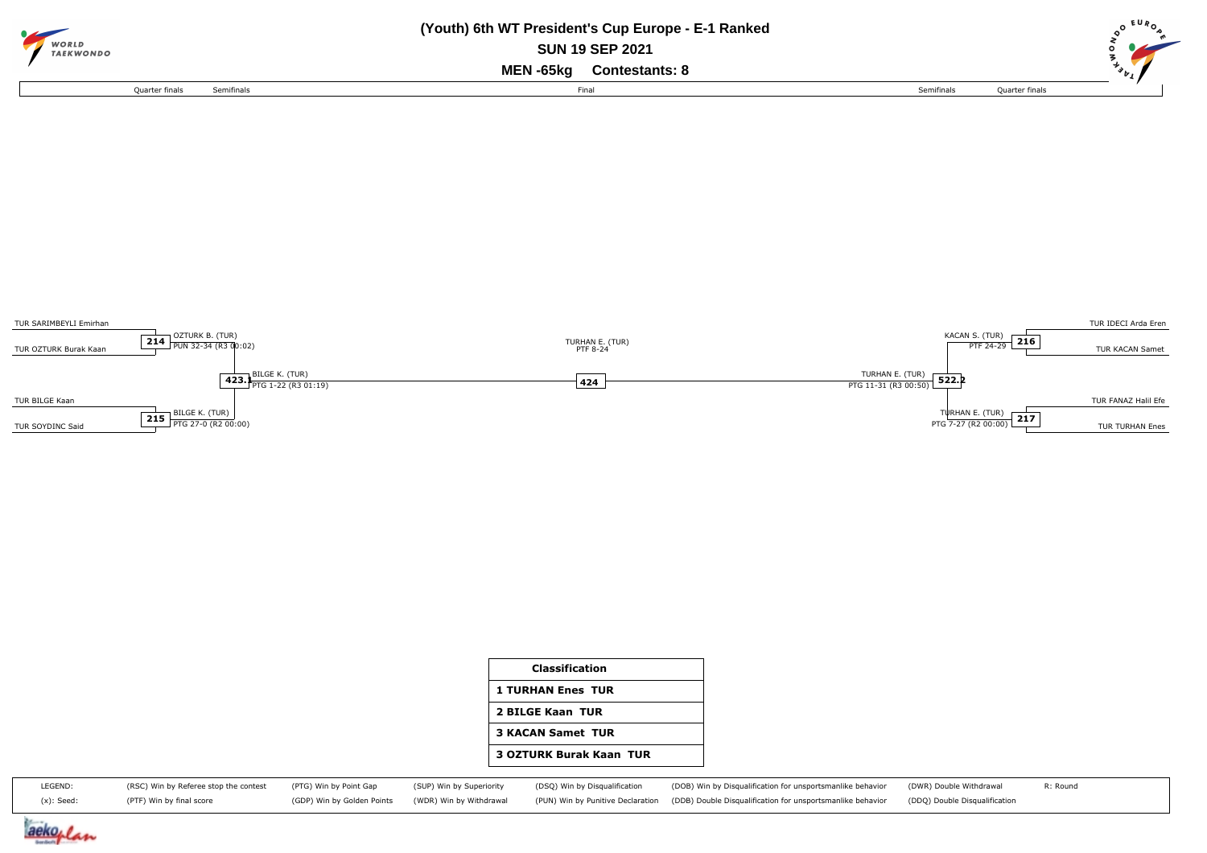# (Youth) 6th WT President's Cup Europe - E-1 Ranked

**SUN 19 SEP 2021**

**MEN -65kg Contestants: 8**

Quarter finals | Semifinals | Final | Semifinals | Quarter finals

**Left side:**

- TUR SARIMBEYLI Emirhan
- TUR OZTURK Burak Kaan

**214** — OZTURK B. (TUR) PUN 32-34 (R3 00:02)

- TUR BILGE Kaan
- TUR SOYDINC Said

**215** — BILGE K. (TUR) PTG 27-0 (R2 00:00)

**423.1** — BILGE K. (TUR) PTG 1-22 (R3 01:19)

**Final:**

**424** — TURHAN E. (TUR) PTF 8-24

**Right side:**

- TUR IDECI Arda Eren
- TUR KACAN Samet

**216** — KACAN S. (TUR) PTF 24-29

- TUR FANAZ Halil Efe
- TUR TURHAN Enes

**217** — TURHAN E. (TUR) PTG 7-27 (R2 00:00)

**522.2** — TURHAN E. (TUR) PTG 11-31 (R3 00:50)

| Classification |
|---|
| 1 TURHAN Enes TUR |
| 2 BILGE Kaan TUR |
| 3 KACAN Samet TUR |
| 3 OZTURK Burak Kaan TUR |

| LEGEND: | (RSC) Win by Referee stop the contest | (PTG) Win by Point Gap | (SUP) Win by Superiority | (DSQ) Win by Disqualification | (DOB) Win by Disqualification for unsportsmanlike behavior | (DWR) Double Withdrawal | R: Round |
|---|---|---|---|---|---|---|---|
| (x): Seed: | (PTF) Win by final score | (GDP) Win by Golden Points | (WDR) Win by Withdrawal | (PUN) Win by Punitive Declaration | (DDB) Double Disqualification for unsportsmanlike behavior | (DDQ) Double Disqualification | |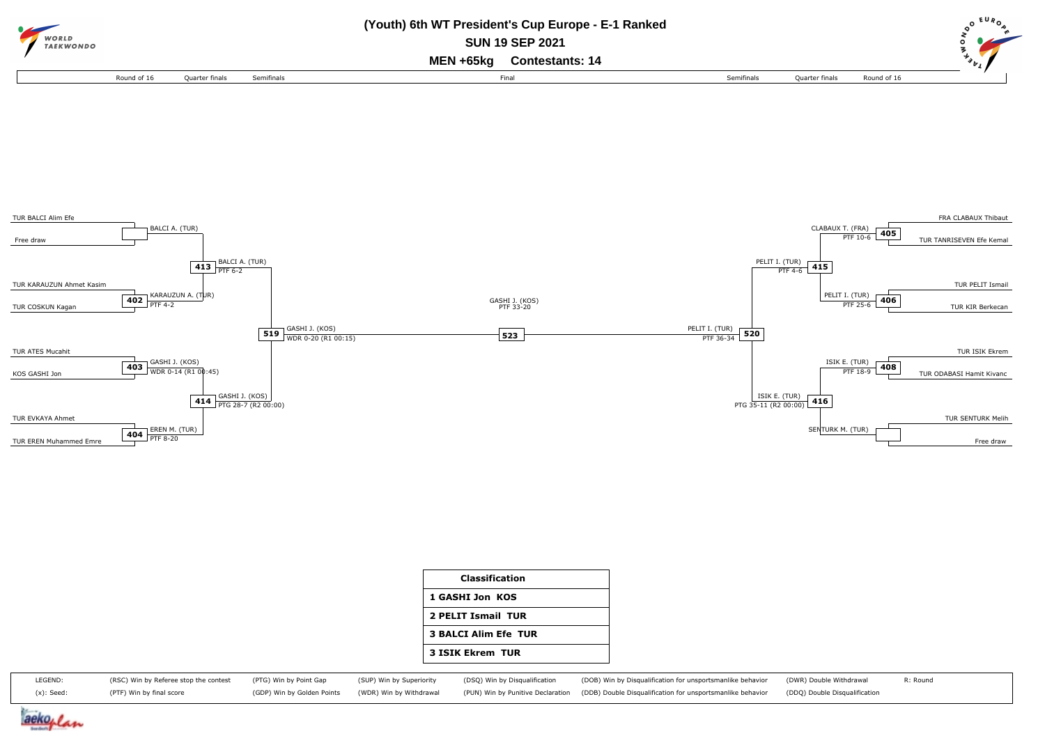# (Youth) 6th WT President's Cup Europe - E-1 Ranked

## SUN 19 SEP 2021

### MEN +65kg Contestants: 14

Round of 16 | Quarter finals | Semifinals | Final | Semifinals | Quarter finals | Round of 16

TUR BALCI Alim Efe
Free draw
BALCI A. (TUR)

413 BALCI A. (TUR) PTF 6-2

TUR KARAUZUN Ahmet Kasim
TUR COSKUN Kagan
402 KARAUZUN A. (TUR) PTF 4-2

519 GASHI J. (KOS) WDR 0-20 (R1 00:15)

TUR ATES Mucahit
KOS GASHI Jon
403 GASHI J. (KOS) WDR 0-14 (R1 00:45)

414 GASHI J. (KOS) PTG 28-7 (R2 00:00)

TUR EVKAYA Ahmet
TUR EREN Muhammed Emre
404 EREN M. (TUR) PTF 8-20

523 GASHI J. (KOS) PTF 33-20

FRA CLABAUX Thibaut
TUR TANRISEVEN Efe Kemal
405 CLABAUX T. (FRA) PTF 10-6

415 PELIT I. (TUR) PTF 4-6

TUR PELIT Ismail
TUR KIR Berkecan
406 PELIT I. (TUR) PTF 25-6

520 PELIT I. (TUR) PTF 36-34

TUR ISIK Ekrem
TUR ODABASI Hamit Kivanc
408 ISIK E. (TUR) PTF 18-9

416 ISIK E. (TUR) PTG 35-11 (R2 00:00)

TUR SENTURK Melih
Free draw
SENTURK M. (TUR)

| Classification |
|---|
| 1 GASHI Jon KOS |
| 2 PELIT Ismail TUR |
| 3 BALCI Alim Efe TUR |
| 3 ISIK Ekrem TUR |

| | | | | | | | |
|---|---|---|---|---|---|---|---|
| LEGEND: | (RSC) Win by Referee stop the contest | (PTG) Win by Point Gap | (SUP) Win by Superiority | (DSQ) Win by Disqualification | (DOB) Win by Disqualification for unsportsmanlike behavior | (DWR) Double Withdrawal | R: Round |
| (x): Seed: | (PTF) Win by final score | (GDP) Win by Golden Points | (WDR) Win by Withdrawal | (PUN) Win by Punitive Declaration | (DDB) Double Disqualification for unsportsmanlike behavior | (DDQ) Double Disqualification | |